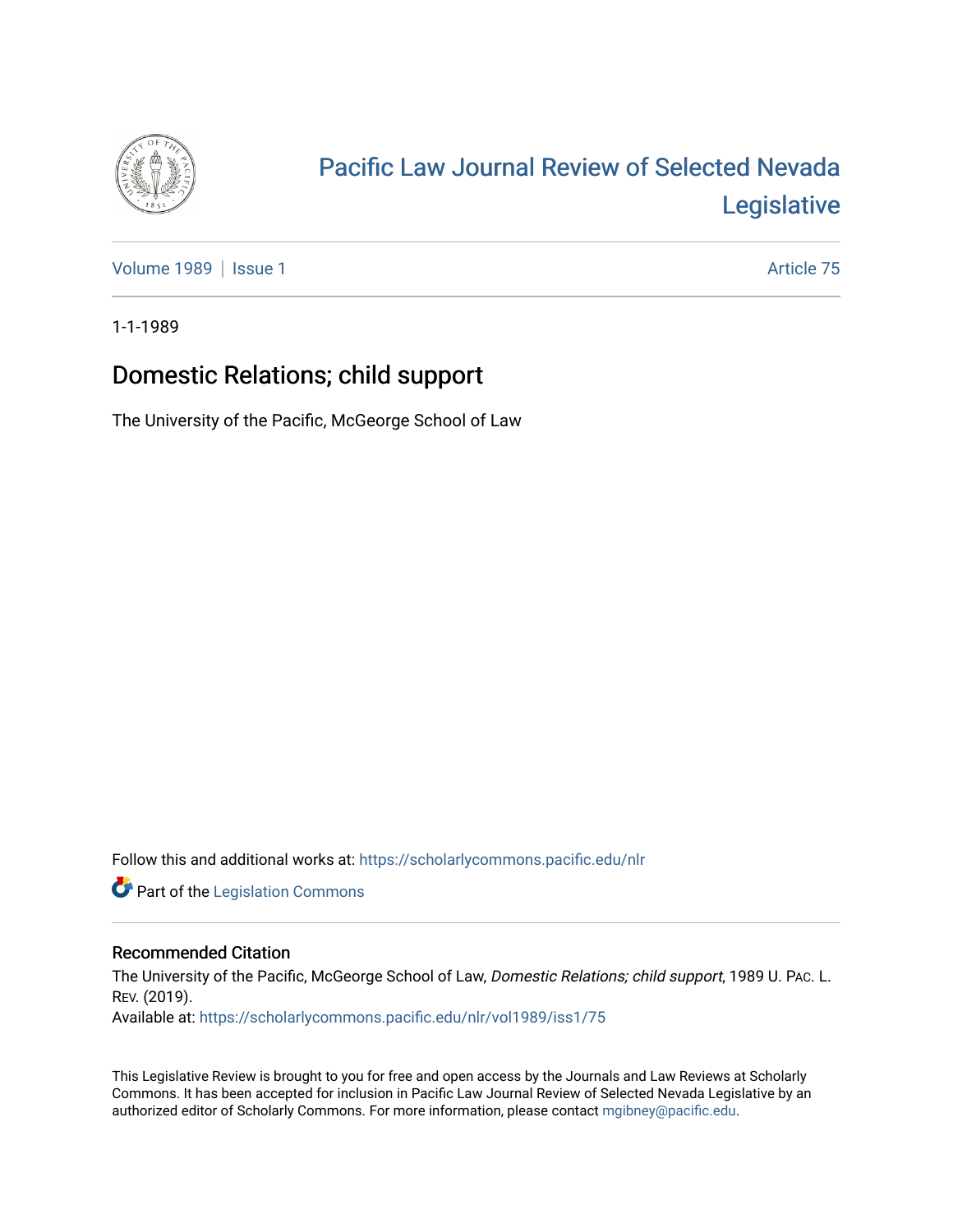# Pacific Law Journal Review of Selected Nevada Legislative

Volume 1989 | Issue 1 Article 75

1-1-1989

## Domestic Relations; child support

The University of the Pacific, McGeorge School of Law

Follow this and additional works at: https://scholarlycommons.pacific.edu/nlr

Part of the Legislation Commons

### Recommended Citation

The University of the Pacific, McGeorge School of Law, *Domestic Relations; child support*, 1989 U. Pac. L. Rev. (2019).
Available at: https://scholarlycommons.pacific.edu/nlr/vol1989/iss1/75

This Legislative Review is brought to you for free and open access by the Journals and Law Reviews at Scholarly Commons. It has been accepted for inclusion in Pacific Law Journal Review of Selected Nevada Legislative by an authorized editor of Scholarly Commons. For more information, please contact mgibney@pacific.edu.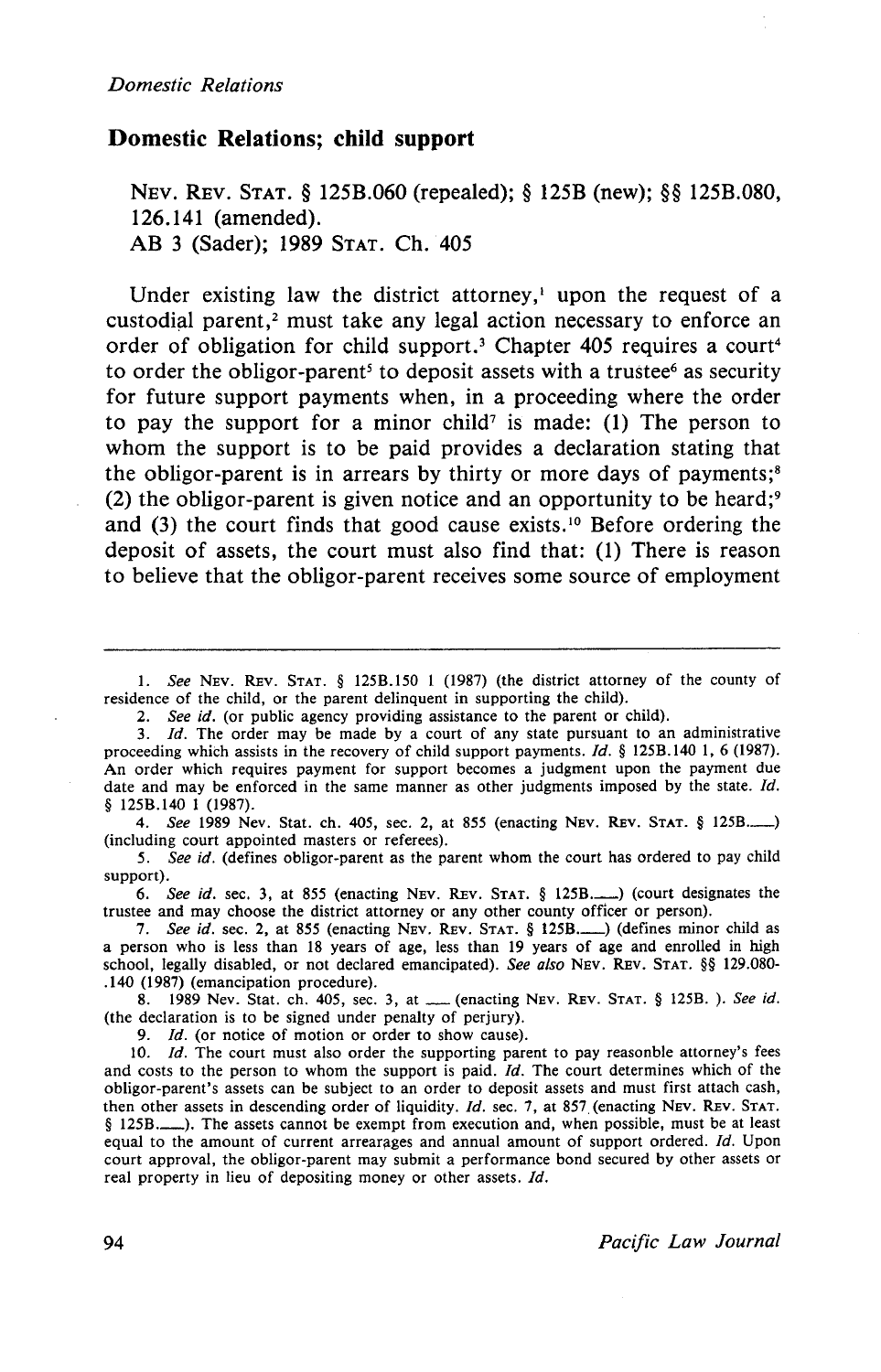## Domestic Relations; child support

NEV. REV. STAT. § 125B.060 (repealed); § 125B (new); §§ 125B.080, 126.141 (amended).
AB 3 (Sader); 1989 STAT. Ch. 405

Under existing law the district attorney,[1] upon the request of a custodial parent,[2] must take any legal action necessary to enforce an order of obligation for child support.[3] Chapter 405 requires a court[4] to order the obligor-parent[5] to deposit assets with a trustee[6] as security for future support payments when, in a proceeding where the order to pay the support for a minor child[7] is made: (1) The person to whom the support is to be paid provides a declaration stating that the obligor-parent is in arrears by thirty or more days of payments;[8] (2) the obligor-parent is given notice and an opportunity to be heard;[9] and (3) the court finds that good cause exists.[10] Before ordering the deposit of assets, the court must also find that: (1) There is reason to believe that the obligor-parent receives some source of employment

---

1. *See* NEV. REV. STAT. § 125B.150 1 (1987) (the district attorney of the county of residence of the child, or the parent delinquent in supporting the child).
2. *See id.* (or public agency providing assistance to the parent or child).
3. *Id.* The order may be made by a court of any state pursuant to an administrative proceeding which assists in the recovery of child support payments. *Id.* § 125B.140 1, 6 (1987). An order which requires payment for support becomes a judgment upon the payment due date and may be enforced in the same manner as other judgments imposed by the state. *Id.* § 125B.140 1 (1987).
4. *See* 1989 Nev. Stat. ch. 405, sec. 2, at 855 (enacting NEV. REV. STAT. § 125B.___) (including court appointed masters or referees).
5. *See id.* (defines obligor-parent as the parent whom the court has ordered to pay child support).
6. *See id.* sec. 3, at 855 (enacting NEV. REV. STAT. § 125B.___) (court designates the trustee and may choose the district attorney or any other county officer or person).
7. *See id.* sec. 2, at 855 (enacting NEV. REV. STAT. § 125B.___) (defines minor child as a person who is less than 18 years of age, less than 19 years of age and enrolled in high school, legally disabled, or not declared emancipated). *See also* NEV. REV. STAT. §§ 129.080-.140 (1987) (emancipation procedure).
8. 1989 Nev. Stat. ch. 405, sec. 3, at ___ (enacting NEV. REV. STAT. § 125B. ). *See id.* (the declaration is to be signed under penalty of perjury).
9. *Id.* (or notice of motion or order to show cause).
10. *Id.* The court must also order the supporting parent to pay reasonble attorney's fees and costs to the person to whom the support is paid. *Id.* The court determines which of the obligor-parent's assets can be subject to an order to deposit assets and must first attach cash, then other assets in descending order of liquidity. *Id.* sec. 7, at 857 (enacting NEV. REV. STAT. § 125B.___). The assets cannot be exempt from execution and, when possible, must be at least equal to the amount of current arrearages and annual amount of support ordered. *Id.* Upon court approval, the obligor-parent may submit a performance bond secured by other assets or real property in lieu of depositing money or other assets. *Id.*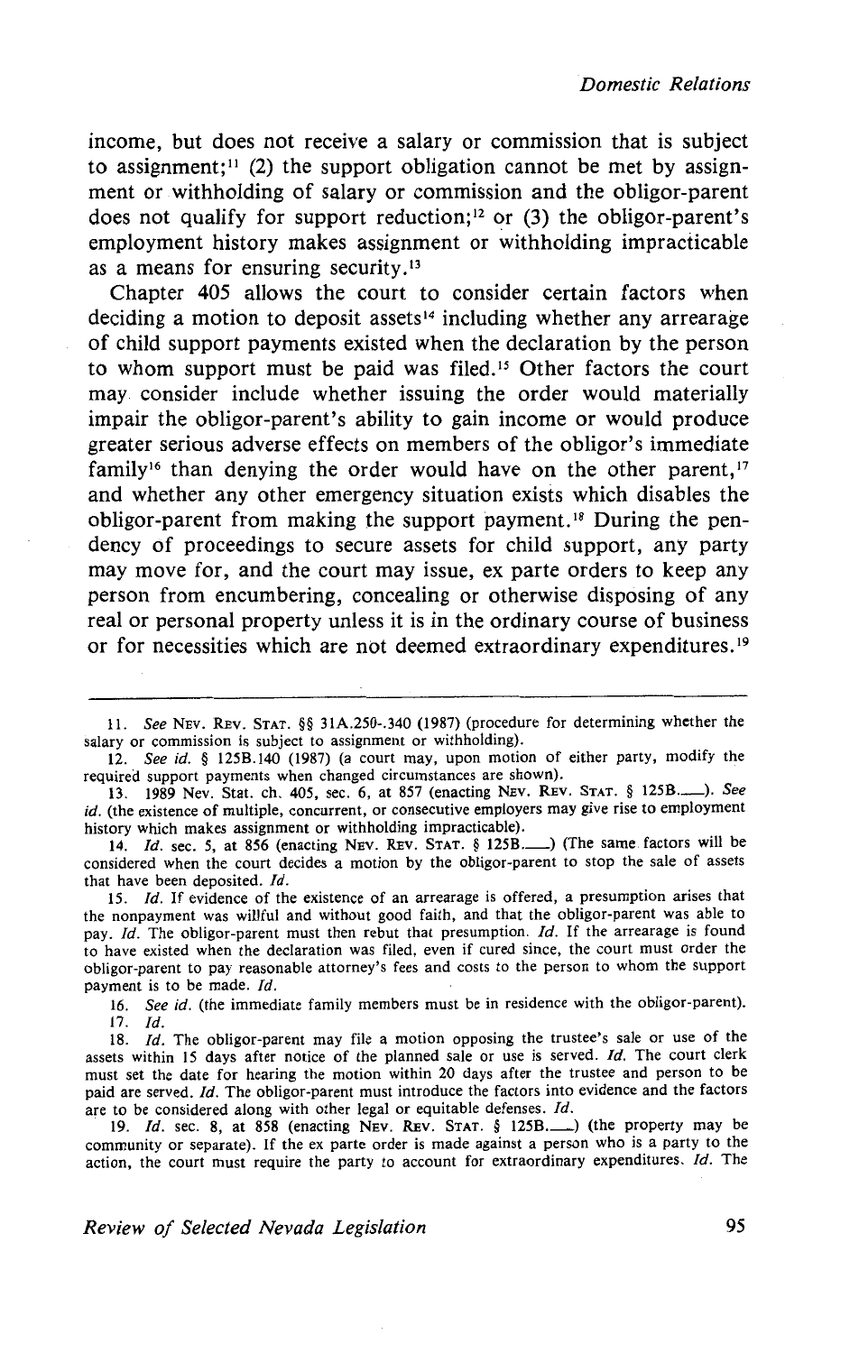income, but does not receive a salary or commission that is subject to assignment;[11] (2) the support obligation cannot be met by assignment or withholding of salary or commission and the obligor-parent does not qualify for support reduction;[12] or (3) the obligor-parent's employment history makes assignment or withholding impracticable as a means for ensuring security.[13]

Chapter 405 allows the court to consider certain factors when deciding a motion to deposit assets[14] including whether any arrearage of child support payments existed when the declaration by the person to whom support must be paid was filed.[15] Other factors the court may consider include whether issuing the order would materially impair the obligor-parent's ability to gain income or would produce greater serious adverse effects on members of the obligor's immediate family[16] than denying the order would have on the other parent,[17] and whether any other emergency situation exists which disables the obligor-parent from making the support payment.[18] During the pendency of proceedings to secure assets for child support, any party may move for, and the court may issue, ex parte orders to keep any person from encumbering, concealing or otherwise disposing of any real or personal property unless it is in the ordinary course of business or for necessities which are not deemed extraordinary expenditures.[19]

---

11. *See* NEV. REV. STAT. §§ 31A.250-.340 (1987) (procedure for determining whether the salary or commission is subject to assignment or withholding).

12. *See id.* § 125B.140 (1987) (a court may, upon motion of either party, modify the required support payments when changed circumstances are shown).

13. 1989 Nev. Stat. ch. 405, sec. 6, at 857 (enacting NEV. REV. STAT. § 125B.\_\_\_). *See id.* (the existence of multiple, concurrent, or consecutive employers may give rise to employment history which makes assignment or withholding impracticable).

14. *Id.* sec. 5, at 856 (enacting NEV. REV. STAT. § 125B.\_\_\_) (The same factors will be considered when the court decides a motion by the obligor-parent to stop the sale of assets that have been deposited. *Id.*

15. *Id.* If evidence of the existence of an arrearage is offered, a presumption arises that the nonpayment was willful and without good faith, and that the obligor-parent was able to pay. *Id.* The obligor-parent must then rebut that presumption. *Id.* If the arrearage is found to have existed when the declaration was filed, even if cured since, the court must order the obligor-parent to pay reasonable attorney's fees and costs to the person to whom the support payment is to be made. *Id.*

16. *See id.* (the immediate family members must be in residence with the obligor-parent).

17. *Id.*

18. *Id.* The obligor-parent may file a motion opposing the trustee's sale or use of the assets within 15 days after notice of the planned sale or use is served. *Id.* The court clerk must set the date for hearing the motion within 20 days after the trustee and person to be paid are served. *Id.* The obligor-parent must introduce the factors into evidence and the factors are to be considered along with other legal or equitable defenses. *Id.*

19. *Id.* sec. 8, at 858 (enacting NEV. REV. STAT. § 125B.\_\_\_) (the property may be community or separate). If the ex parte order is made against a person who is a party to the action, the court must require the party to account for extraordinary expenditures. *Id.* The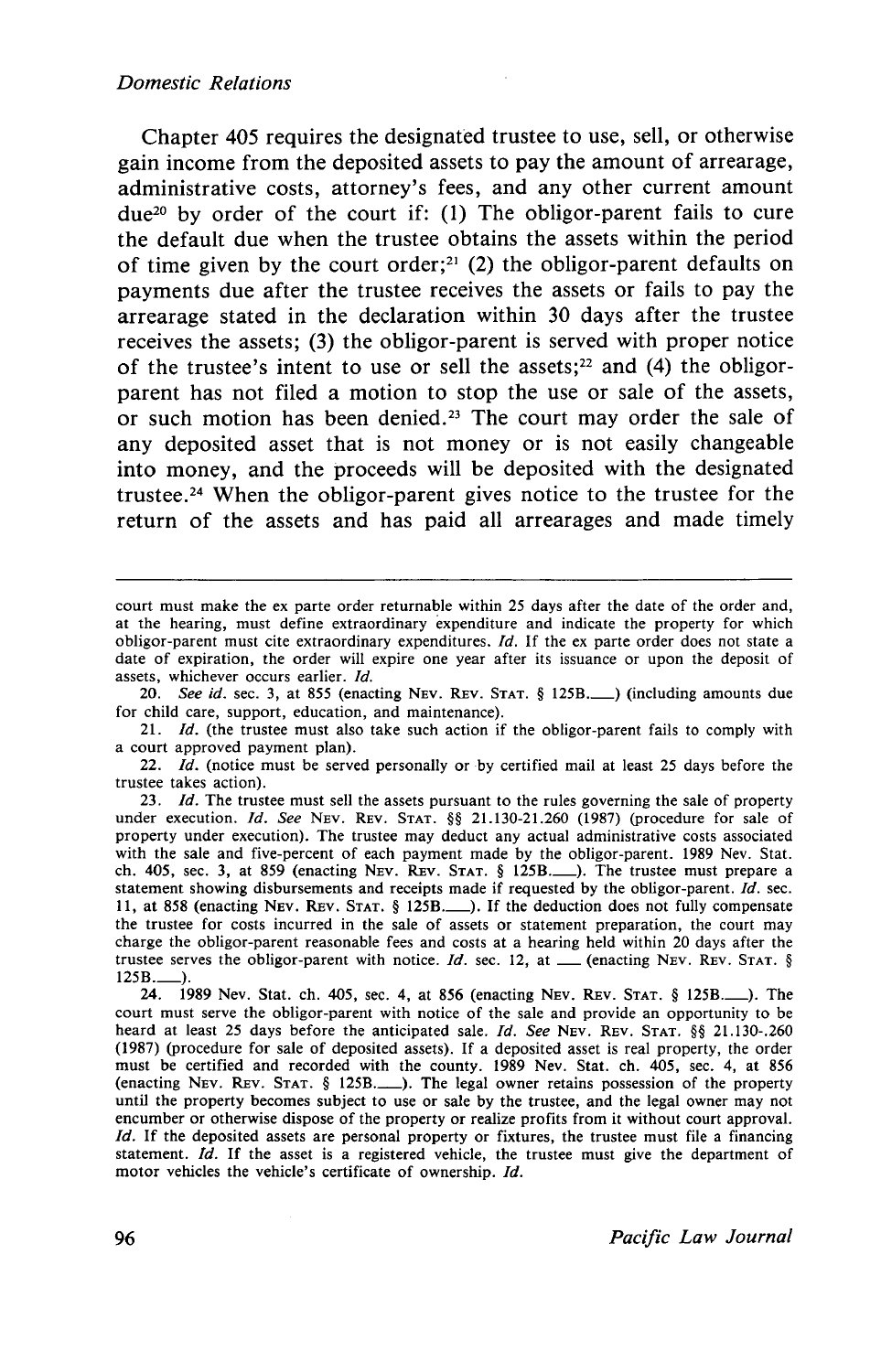Chapter 405 requires the designated trustee to use, sell, or otherwise gain income from the deposited assets to pay the amount of arrearage, administrative costs, attorney's fees, and any other current amount due[20] by order of the court if: (1) The obligor-parent fails to cure the default due when the trustee obtains the assets within the period of time given by the court order;[21] (2) the obligor-parent defaults on payments due after the trustee receives the assets or fails to pay the arrearage stated in the declaration within 30 days after the trustee receives the assets; (3) the obligor-parent is served with proper notice of the trustee's intent to use or sell the assets;[22] and (4) the obligor-parent has not filed a motion to stop the use or sale of the assets, or such motion has been denied.[23] The court may order the sale of any deposited asset that is not money or is not easily changeable into money, and the proceeds will be deposited with the designated trustee.[24] When the obligor-parent gives notice to the trustee for the return of the assets and has paid all arrearages and made timely

---

court must make the ex parte order returnable within 25 days after the date of the order and, at the hearing, must define extraordinary expenditure and indicate the property for which obligor-parent must cite extraordinary expenditures. *Id.* If the ex parte order does not state a date of expiration, the order will expire one year after its issuance or upon the deposit of assets, whichever occurs earlier. *Id.*

20. *See id.* sec. 3, at 855 (enacting NEV. REV. STAT. § 125B.___) (including amounts due for child care, support, education, and maintenance).

21. *Id.* (the trustee must also take such action if the obligor-parent fails to comply with a court approved payment plan).

22. *Id.* (notice must be served personally or by certified mail at least 25 days before the trustee takes action).

23. *Id.* The trustee must sell the assets pursuant to the rules governing the sale of property under execution. *Id. See* NEV. REV. STAT. §§ 21.130-21.260 (1987) (procedure for sale of property under execution). The trustee may deduct any actual administrative costs associated with the sale and five-percent of each payment made by the obligor-parent. 1989 Nev. Stat. ch. 405, sec. 3, at 859 (enacting NEV. REV. STAT. § 125B.___). The trustee must prepare a statement showing disbursements and receipts made if requested by the obligor-parent. *Id.* sec. 11, at 858 (enacting NEV. REV. STAT. § 125B.___). If the deduction does not fully compensate the trustee for costs incurred in the sale of assets or statement preparation, the court may charge the obligor-parent reasonable fees and costs at a hearing held within 20 days after the trustee serves the obligor-parent with notice. *Id.* sec. 12, at ___ (enacting NEV. REV. STAT. § 125B.___).

24. 1989 Nev. Stat. ch. 405, sec. 4, at 856 (enacting NEV. REV. STAT. § 125B.___). The court must serve the obligor-parent with notice of the sale and provide an opportunity to be heard at least 25 days before the anticipated sale. *Id. See* NEV. REV. STAT. §§ 21.130-.260 (1987) (procedure for sale of deposited assets). If a deposited asset is real property, the order must be certified and recorded with the county. 1989 Nev. Stat. ch. 405, sec. 4, at 856 (enacting NEV. REV. STAT. § 125B.___). The legal owner retains possession of the property until the property becomes subject to use or sale by the trustee, and the legal owner may not encumber or otherwise dispose of the property or realize profits from it without court approval. *Id.* If the deposited assets are personal property or fixtures, the trustee must file a financing statement. *Id.* If the asset is a registered vehicle, the trustee must give the department of motor vehicles the vehicle's certificate of ownership. *Id.*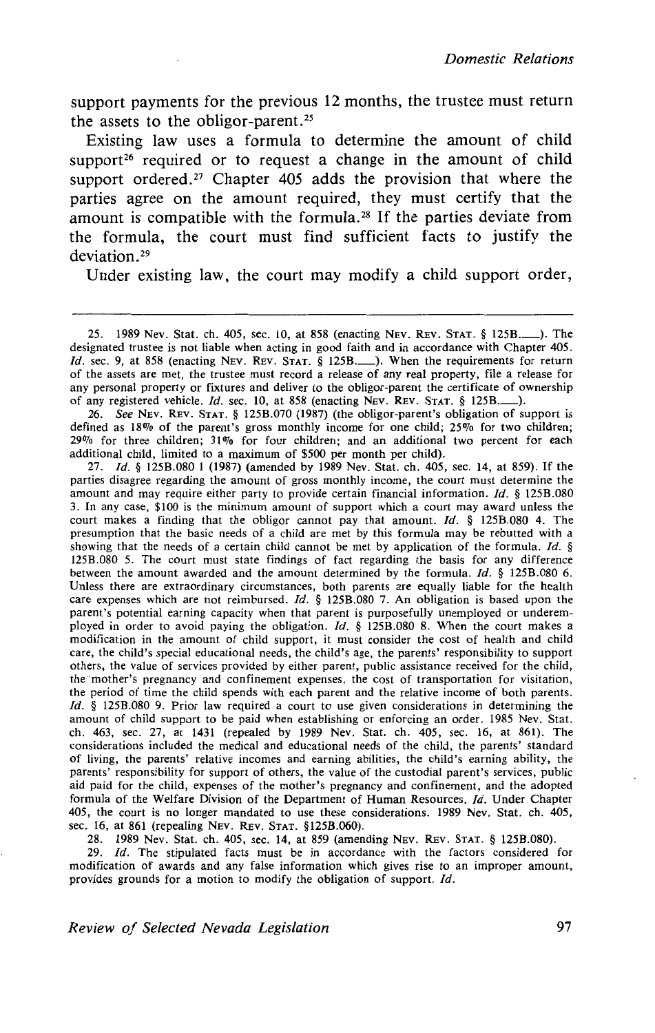support payments for the previous 12 months, the trustee must return the assets to the obligor-parent.[25]

Existing law uses a formula to determine the amount of child support[26] required or to request a change in the amount of child support ordered.[27] Chapter 405 adds the provision that where the parties agree on the amount required, they must certify that the amount is compatible with the formula.[28] If the parties deviate from the formula, the court must find sufficient facts to justify the deviation.[29]

Under existing law, the court may modify a child support order,

---

25. 1989 Nev. Stat. ch. 405, sec. 10, at 858 (enacting NEV. REV. STAT. § 125B.___). The designated trustee is not liable when acting in good faith and in accordance with Chapter 405. *Id.* sec. 9, at 858 (enacting NEV. REV. STAT. § 125B.___). When the requirements for return of the assets are met, the trustee must record a release of any real property, file a release for any personal property or fixtures and deliver to the obligor-parent the certificate of ownership of any registered vehicle. *Id.* sec. 10, at 858 (enacting NEV. REV. STAT. § 125B.___).

26. *See* NEV. REV. STAT. § 125B.070 (1987) (the obligor-parent's obligation of support is defined as 18% of the parent's gross monthly income for one child; 25% for two children; 29% for three children; 31% for four children; and an additional two percent for each additional child, limited to a maximum of $500 per month per child).

27. *Id.* § 125B.080 1 (1987) (amended by 1989 Nev. Stat. ch. 405, sec. 14, at 859). If the parties disagree regarding the amount of gross monthly income, the court must determine the amount and may require either party to provide certain financial information. *Id.* § 125B.080 3. In any case, $100 is the minimum amount of support which a court may award unless the court makes a finding that the obligor cannot pay that amount. *Id.* § 125B.080 4. The presumption that the basic needs of a child are met by this formula may be rebutted with a showing that the needs of a certain child cannot be met by application of the formula. *Id.* § 125B.080 5. The court must state findings of fact regarding the basis for any difference between the amount awarded and the amount determined by the formula. *Id.* § 125B.080 6. Unless there are extraordinary circumstances, both parents are equally liable for the health care expenses which are not reimbursed. *Id.* § 125B.080 7. An obligation is based upon the parent's potential earning capacity when that parent is purposefully unemployed or underemployed in order to avoid paying the obligation. *Id.* § 125B.080 8. When the court makes a modification in the amount of child support, it must consider the cost of health and child care, the child's special educational needs, the child's age, the parents' responsibility to support others, the value of services provided by either parent, public assistance received for the child, the mother's pregnancy and confinement expenses, the cost of transportation for visitation, the period of time the child spends with each parent and the relative income of both parents. *Id.* § 125B.080 9. Prior law required a court to use given considerations in determining the amount of child support to be paid when establishing or enforcing an order. 1985 Nev. Stat. ch. 463, sec. 27, at 1431 (repealed by 1989 Nev. Stat. ch. 405, sec. 16, at 861). The considerations included the medical and educational needs of the child, the parents' standard of living, the parents' relative incomes and earning abilities, the child's earning ability, the parents' responsibility for support of others, the value of the custodial parent's services, public aid paid for the child, expenses of the mother's pregnancy and confinement, and the adopted formula of the Welfare Division of the Department of Human Resources. *Id.* Under Chapter 405, the court is no longer mandated to use these considerations. 1989 Nev. Stat. ch. 405, sec. 16, at 861 (repealing NEV. REV. STAT. §125B.060).

28. 1989 Nev. Stat. ch. 405, sec. 14, at 859 (amending NEV. REV. STAT. § 125B.080).

29. *Id.* The stipulated facts must be in accordance with the factors considered for modification of awards and any false information which gives rise to an improper amount, provides grounds for a motion to modify the obligation of support. *Id.*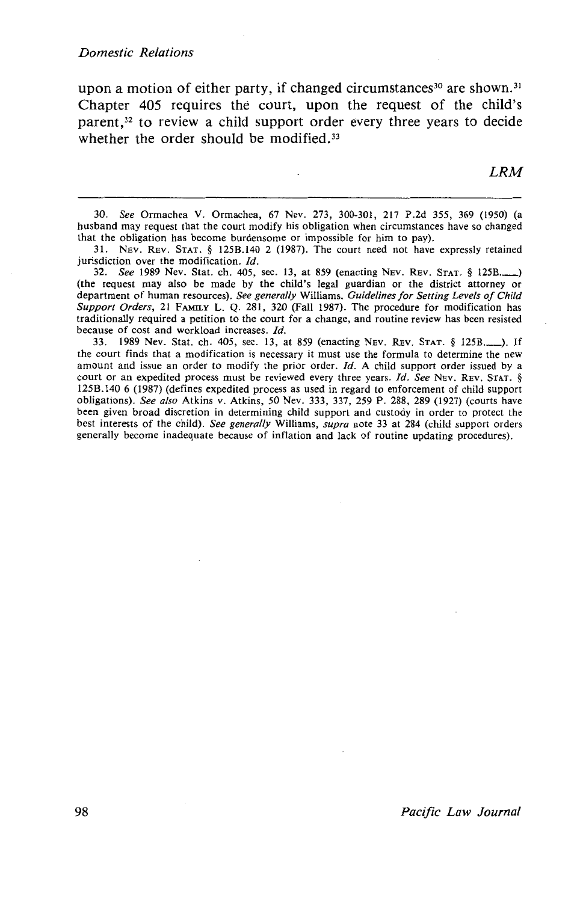upon a motion of either party, if changed circumstances[30] are shown.[31] Chapter 405 requires the court, upon the request of the child's parent,[32] to review a child support order every three years to decide whether the order should be modified.[33]

*LRM*

---

30. *See* Ormachea V. Ormachea, 67 Nev. 273, 300-301, 217 P.2d 355, 369 (1950) (a husband may request that the court modify his obligation when circumstances have so changed that the obligation has become burdensome or impossible for him to pay).

31. NEV. REV. STAT. § 125B.140 2 (1987). The court need not have expressly retained jurisdiction over the modification. *Id.*

32. *See* 1989 Nev. Stat. ch. 405, sec. 13, at 859 (enacting NEV. REV. STAT. § 125B.___) (the request may also be made by the child's legal guardian or the district attorney or department of human resources). *See generally* Williams, *Guidelines for Setting Levels of Child Support Orders*, 21 FAMILY L. Q. 281, 320 (Fall 1987). The procedure for modification has traditionally required a petition to the court for a change, and routine review has been resisted because of cost and workload increases. *Id.*

33. 1989 Nev. Stat. ch. 405, sec. 13, at 859 (enacting NEV. REV. STAT. § 125B.___). If the court finds that a modification is necessary it must use the formula to determine the new amount and issue an order to modify the prior order. *Id.* A child support order issued by a court or an expedited process must be reviewed every three years. *Id. See* NEV. REV. STAT. § 125B.140 6 (1987) (defines expedited process as used in regard to enforcement of child support obligations). *See also* Atkins v. Atkins, 50 Nev. 333, 337, 259 P. 288, 289 (1927) (courts have been given broad discretion in determining child support and custody in order to protect the best interests of the child). *See generally* Williams, *supra* note 33 at 284 (child support orders generally become inadequate because of inflation and lack of routine updating procedures).